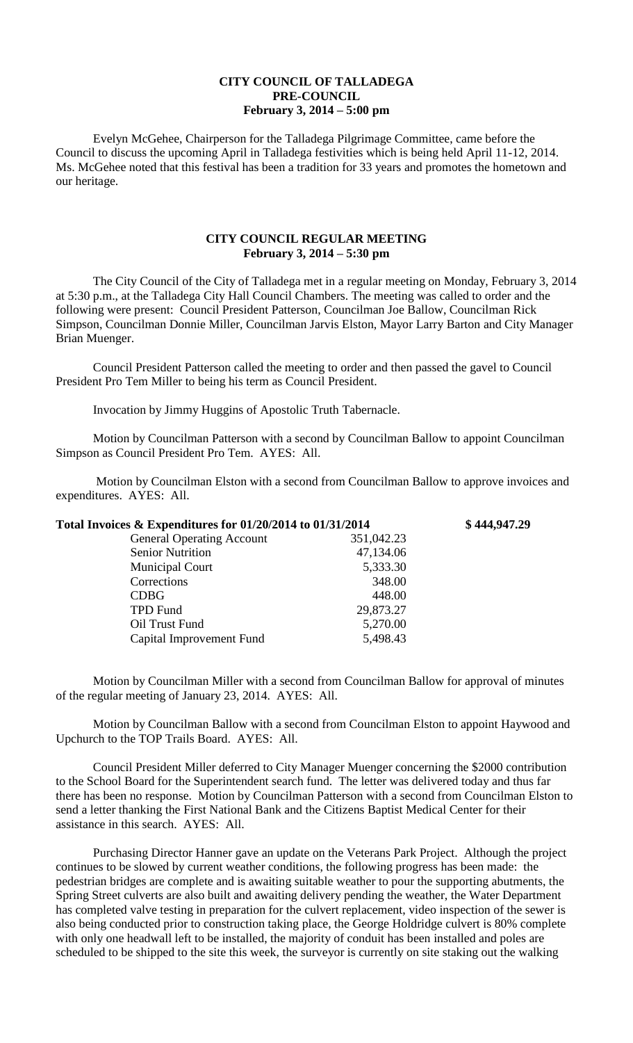**CITY COUNCIL OF TALLADEGA**
**PRE-COUNCIL**
**February 3, 2014 – 5:00 pm**

Evelyn McGehee, Chairperson for the Talladega Pilgrimage Committee, came before the Council to discuss the upcoming April in Talladega festivities which is being held April 11-12, 2014. Ms. McGehee noted that this festival has been a tradition for 33 years and promotes the hometown and our heritage.

**CITY COUNCIL REGULAR MEETING**
**February 3, 2014 – 5:30 pm**

The City Council of the City of Talladega met in a regular meeting on Monday, February 3, 2014 at 5:30 p.m., at the Talladega City Hall Council Chambers. The meeting was called to order and the following were present: Council President Patterson, Councilman Joe Ballow, Councilman Rick Simpson, Councilman Donnie Miller, Councilman Jarvis Elston, Mayor Larry Barton and City Manager Brian Muenger.

Council President Patterson called the meeting to order and then passed the gavel to Council President Pro Tem Miller to being his term as Council President.

Invocation by Jimmy Huggins of Apostolic Truth Tabernacle.

Motion by Councilman Patterson with a second by Councilman Ballow to appoint Councilman Simpson as Council President Pro Tem. AYES: All.

Motion by Councilman Elston with a second from Councilman Ballow to approve invoices and expenditures. AYES: All.

| **Total Invoices & Expenditures for 01/20/2014 to 01/31/2014** | | **$ 444,947.29** |
|---|---|---|
| General Operating Account | 351,042.23 | |
| Senior Nutrition | 47,134.06 | |
| Municipal Court | 5,333.30 | |
| Corrections | 348.00 | |
| CDBG | 448.00 | |
| TPD Fund | 29,873.27 | |
| Oil Trust Fund | 5,270.00 | |
| Capital Improvement Fund | 5,498.43 | |

Motion by Councilman Miller with a second from Councilman Ballow for approval of minutes of the regular meeting of January 23, 2014. AYES: All.

Motion by Councilman Ballow with a second from Councilman Elston to appoint Haywood and Upchurch to the TOP Trails Board. AYES: All.

Council President Miller deferred to City Manager Muenger concerning the $2000 contribution to the School Board for the Superintendent search fund. The letter was delivered today and thus far there has been no response. Motion by Councilman Patterson with a second from Councilman Elston to send a letter thanking the First National Bank and the Citizens Baptist Medical Center for their assistance in this search. AYES: All.

Purchasing Director Hanner gave an update on the Veterans Park Project. Although the project continues to be slowed by current weather conditions, the following progress has been made: the pedestrian bridges are complete and is awaiting suitable weather to pour the supporting abutments, the Spring Street culverts are also built and awaiting delivery pending the weather, the Water Department has completed valve testing in preparation for the culvert replacement, video inspection of the sewer is also being conducted prior to construction taking place, the George Holdridge culvert is 80% complete with only one headwall left to be installed, the majority of conduit has been installed and poles are scheduled to be shipped to the site this week, the surveyor is currently on site staking out the walking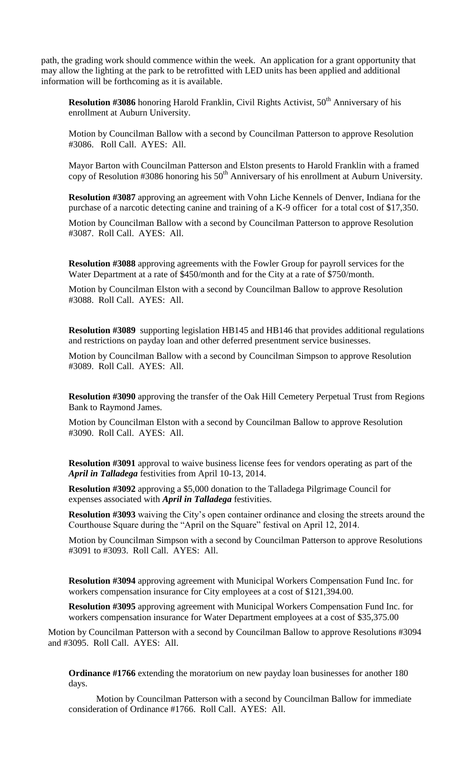path, the grading work should commence within the week. An application for a grant opportunity that may allow the lighting at the park to be retrofitted with LED units has been applied and additional information will be forthcoming as it is available.

**Resolution #3086** honoring Harold Franklin, Civil Rights Activist, 50th Anniversary of his enrollment at Auburn University.

Motion by Councilman Ballow with a second by Councilman Patterson to approve Resolution #3086. Roll Call. AYES: All.

Mayor Barton with Councilman Patterson and Elston presents to Harold Franklin with a framed copy of Resolution #3086 honoring his 50th Anniversary of his enrollment at Auburn University.

**Resolution #3087** approving an agreement with Vohn Liche Kennels of Denver, Indiana for the purchase of a narcotic detecting canine and training of a K-9 officer for a total cost of $17,350.

Motion by Councilman Ballow with a second by Councilman Patterson to approve Resolution #3087. Roll Call. AYES: All.

**Resolution #3088** approving agreements with the Fowler Group for payroll services for the Water Department at a rate of $450/month and for the City at a rate of $750/month.

Motion by Councilman Elston with a second by Councilman Ballow to approve Resolution #3088. Roll Call. AYES: All.

**Resolution #3089** supporting legislation HB145 and HB146 that provides additional regulations and restrictions on payday loan and other deferred presentment service businesses.

Motion by Councilman Ballow with a second by Councilman Simpson to approve Resolution #3089. Roll Call. AYES: All.

**Resolution #3090** approving the transfer of the Oak Hill Cemetery Perpetual Trust from Regions Bank to Raymond James.

Motion by Councilman Elston with a second by Councilman Ballow to approve Resolution #3090. Roll Call. AYES: All.

**Resolution #3091** approval to waive business license fees for vendors operating as part of the ***April in Talladega*** festivities from April 10-13, 2014.

**Resolution #3092** approving a $5,000 donation to the Talladega Pilgrimage Council for expenses associated with ***April in Talladega*** festivities.

**Resolution #3093** waiving the City's open container ordinance and closing the streets around the Courthouse Square during the "April on the Square" festival on April 12, 2014.

Motion by Councilman Simpson with a second by Councilman Patterson to approve Resolutions #3091 to #3093. Roll Call. AYES: All.

**Resolution #3094** approving agreement with Municipal Workers Compensation Fund Inc. for workers compensation insurance for City employees at a cost of $121,394.00.

**Resolution #3095** approving agreement with Municipal Workers Compensation Fund Inc. for workers compensation insurance for Water Department employees at a cost of $35,375.00

Motion by Councilman Patterson with a second by Councilman Ballow to approve Resolutions #3094 and #3095. Roll Call. AYES: All.

**Ordinance #1766** extending the moratorium on new payday loan businesses for another 180 days.

Motion by Councilman Patterson with a second by Councilman Ballow for immediate consideration of Ordinance #1766. Roll Call. AYES: All.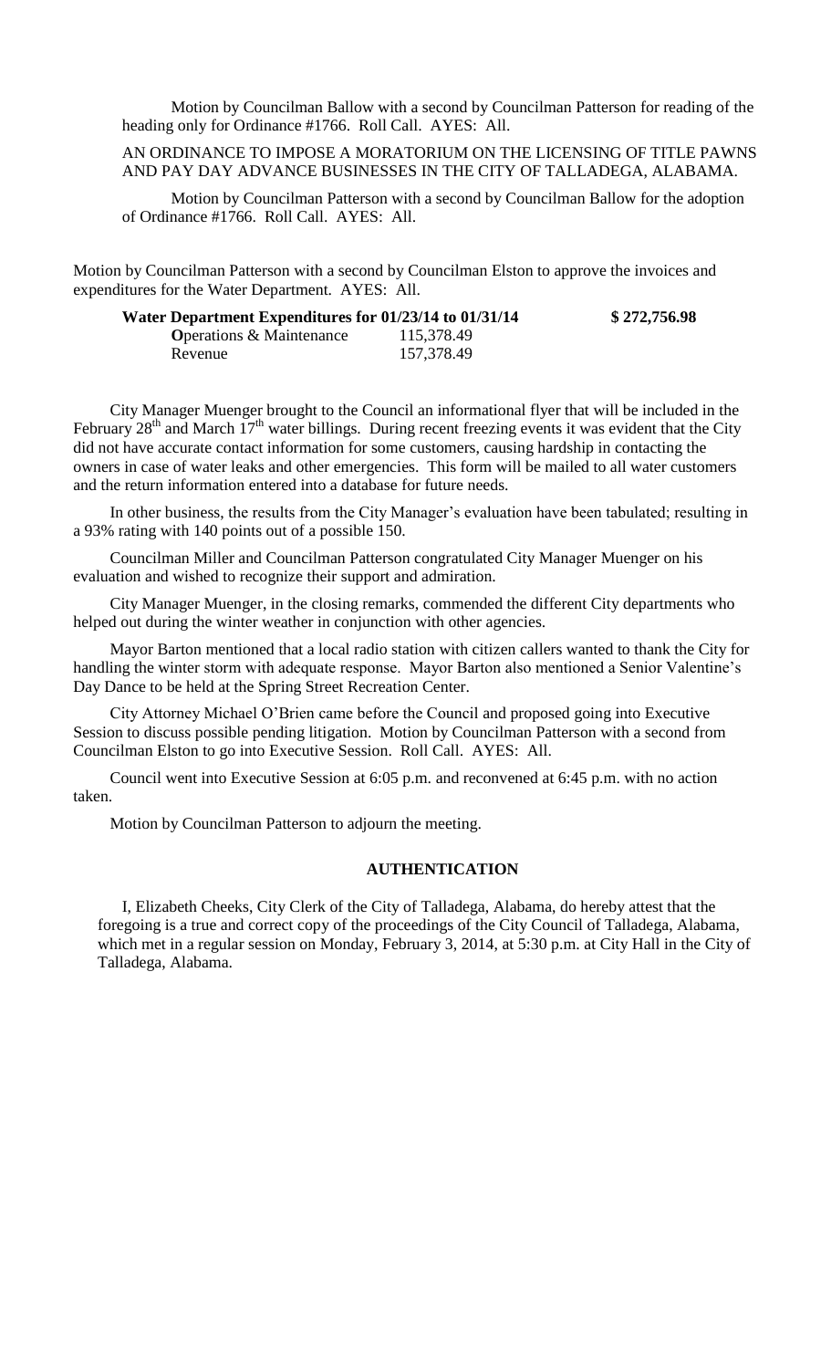Motion by Councilman Ballow with a second by Councilman Patterson for reading of the heading only for Ordinance #1766. Roll Call. AYES: All.

AN ORDINANCE TO IMPOSE A MORATORIUM ON THE LICENSING OF TITLE PAWNS AND PAY DAY ADVANCE BUSINESSES IN THE CITY OF TALLADEGA, ALABAMA.

Motion by Councilman Patterson with a second by Councilman Ballow for the adoption of Ordinance #1766. Roll Call. AYES: All.

Motion by Councilman Patterson with a second by Councilman Elston to approve the invoices and expenditures for the Water Department. AYES: All.

| | | |
|---|---|---|
| **Water Department Expenditures for 01/23/14 to 01/31/14** | | **$ 272,756.98** |
| **O**perations & Maintenance | 115,378.49 | |
| Revenue | 157,378.49 | |

City Manager Muenger brought to the Council an informational flyer that will be included in the February 28th and March 17th water billings. During recent freezing events it was evident that the City did not have accurate contact information for some customers, causing hardship in contacting the owners in case of water leaks and other emergencies. This form will be mailed to all water customers and the return information entered into a database for future needs.

In other business, the results from the City Manager's evaluation have been tabulated; resulting in a 93% rating with 140 points out of a possible 150.

Councilman Miller and Councilman Patterson congratulated City Manager Muenger on his evaluation and wished to recognize their support and admiration.

City Manager Muenger, in the closing remarks, commended the different City departments who helped out during the winter weather in conjunction with other agencies.

Mayor Barton mentioned that a local radio station with citizen callers wanted to thank the City for handling the winter storm with adequate response. Mayor Barton also mentioned a Senior Valentine's Day Dance to be held at the Spring Street Recreation Center.

City Attorney Michael O'Brien came before the Council and proposed going into Executive Session to discuss possible pending litigation. Motion by Councilman Patterson with a second from Councilman Elston to go into Executive Session. Roll Call. AYES: All.

Council went into Executive Session at 6:05 p.m. and reconvened at 6:45 p.m. with no action taken.

Motion by Councilman Patterson to adjourn the meeting.

## AUTHENTICATION

I, Elizabeth Cheeks, City Clerk of the City of Talladega, Alabama, do hereby attest that the foregoing is a true and correct copy of the proceedings of the City Council of Talladega, Alabama, which met in a regular session on Monday, February 3, 2014, at 5:30 p.m. at City Hall in the City of Talladega, Alabama.